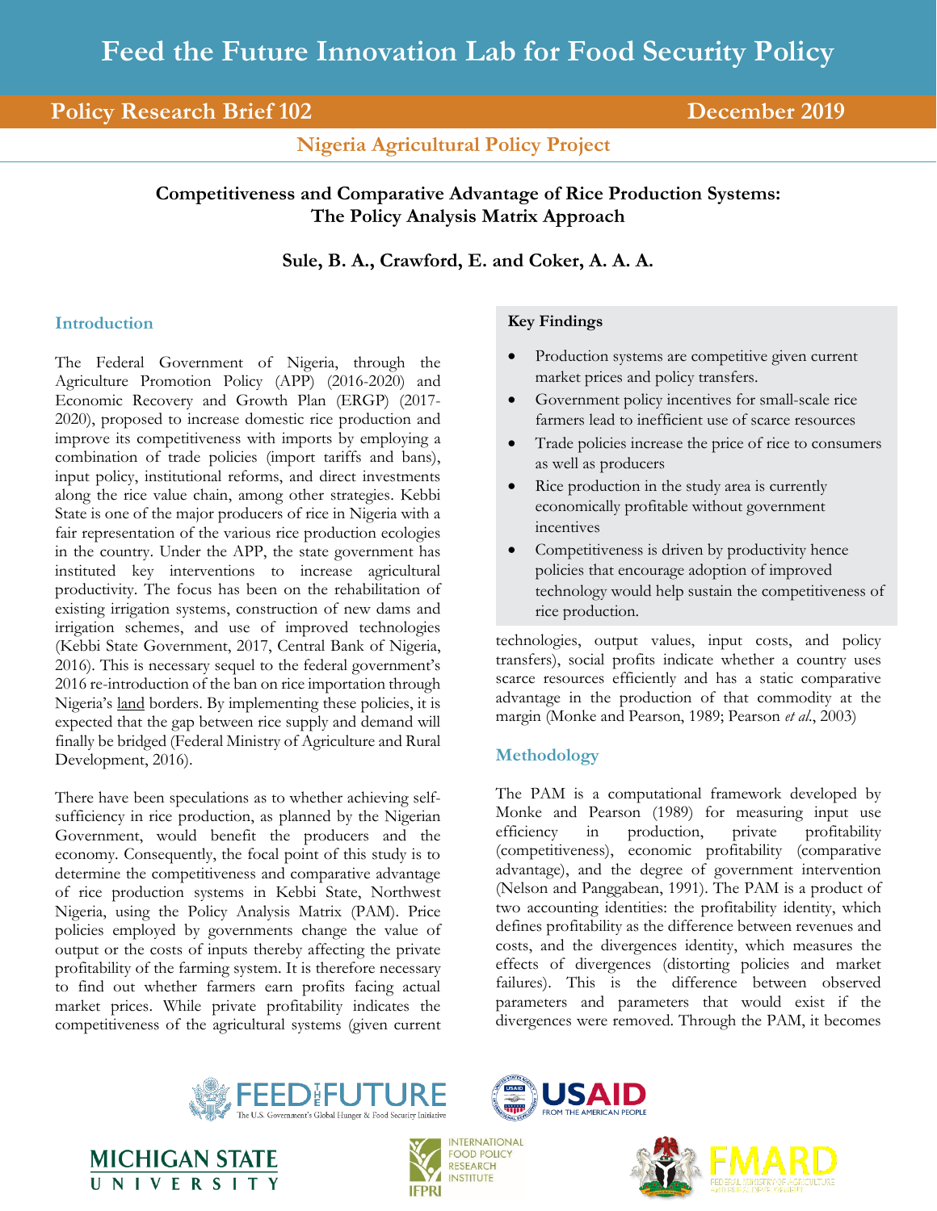# Feed the Future Innovation Lab for Food Security Policy

**Policy Research Brief 102** | **December 2019**

**Nigeria Agricultural Policy Project**

## Competitiveness and Comparative Advantage of Rice Production Systems: The Policy Analysis Matrix Approach

**Sule, B. A., Crawford, E. and Coker, A. A. A.**

### Key Findings

- Production systems are competitive given current market prices and policy transfers.
- Government policy incentives for small-scale rice farmers lead to inefficient use of scarce resources
- Trade policies increase the price of rice to consumers as well as producers
- Rice production in the study area is currently economically profitable without government incentives
- Competitiveness is driven by productivity hence policies that encourage adoption of improved technology would help sustain the competitiveness of rice production.

### Introduction

The Federal Government of Nigeria, through the Agriculture Promotion Policy (APP) (2016-2020) and Economic Recovery and Growth Plan (ERGP) (2017-2020), proposed to increase domestic rice production and improve its competitiveness with imports by employing a combination of trade policies (import tariffs and bans), input policy, institutional reforms, and direct investments along the rice value chain, among other strategies. Kebbi State is one of the major producers of rice in Nigeria with a fair representation of the various rice production ecologies in the country. Under the APP, the state government has instituted key interventions to increase agricultural productivity. The focus has been on the rehabilitation of existing irrigation systems, construction of new dams and irrigation schemes, and use of improved technologies (Kebbi State Government, 2017, Central Bank of Nigeria, 2016). This is necessary sequel to the federal government's 2016 re-introduction of the ban on rice importation through Nigeria's land borders. By implementing these policies, it is expected that the gap between rice supply and demand will finally be bridged (Federal Ministry of Agriculture and Rural Development, 2016).

There have been speculations as to whether achieving self-sufficiency in rice production, as planned by the Nigerian Government, would benefit the producers and the economy. Consequently, the focal point of this study is to determine the competitiveness and comparative advantage of rice production systems in Kebbi State, Northwest Nigeria, using the Policy Analysis Matrix (PAM). Price policies employed by governments change the value of output or the costs of inputs thereby affecting the private profitability of the farming system. It is therefore necessary to find out whether farmers earn profits facing actual market prices. While private profitability indicates the competitiveness of the agricultural systems (given current technologies, output values, input costs, and policy transfers), social profits indicate whether a country uses scarce resources efficiently and has a static comparative advantage in the production of that commodity at the margin (Monke and Pearson, 1989; Pearson *et al*., 2003)

### Methodology

The PAM is a computational framework developed by Monke and Pearson (1989) for measuring input use efficiency in production, private profitability (competitiveness), economic profitability (comparative advantage), and the degree of government intervention (Nelson and Panggabean, 1991). The PAM is a product of two accounting identities: the profitability identity, which defines profitability as the difference between revenues and costs, and the divergences identity, which measures the effects of divergences (distorting policies and market failures). This is the difference between observed parameters and parameters that would exist if the divergences were removed. Through the PAM, it becomes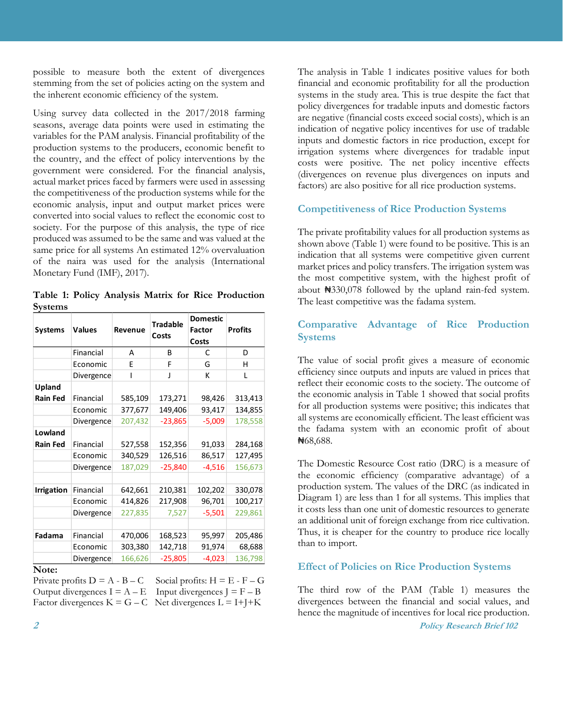possible to measure both the extent of divergences stemming from the set of policies acting on the system and the inherent economic efficiency of the system.

Using survey data collected in the 2017/2018 farming seasons, average data points were used in estimating the variables for the PAM analysis. Financial profitability of the production systems to the producers, economic benefit to the country, and the effect of policy interventions by the government were considered. For the financial analysis, actual market prices faced by farmers were used in assessing the competitiveness of the production systems while for the economic analysis, input and output market prices were converted into social values to reflect the economic cost to society. For the purpose of this analysis, the type of rice produced was assumed to be the same and was valued at the same price for all systems An estimated 12% overvaluation of the naira was used for the analysis (International Monetary Fund (IMF), 2017).

**Table 1: Policy Analysis Matrix for Rice Production Systems**

| Systems | Values | Revenue | Tradable Costs | Domestic Factor Costs | Profits |
|---|---|---|---|---|---|
| | Financial | A | B | C | D |
| | Economic | E | F | G | H |
| | Divergence | I | J | K | L |
| **Upland Rain Fed** | Financial | 585,109 | 173,271 | 98,426 | 313,413 |
| | Economic | 377,677 | 149,406 | 93,417 | 134,855 |
| | Divergence | 207,432 | -23,865 | -5,009 | 178,558 |
| **Lowland Rain Fed** | Financial | 527,558 | 152,356 | 91,033 | 284,168 |
| | Economic | 340,529 | 126,516 | 86,517 | 127,495 |
| | Divergence | 187,029 | -25,840 | -4,516 | 156,673 |
| **Irrigation** | Financial | 642,661 | 210,381 | 102,202 | 330,078 |
| | Economic | 414,826 | 217,908 | 96,701 | 100,217 |
| | Divergence | 227,835 | 7,527 | -5,501 | 229,861 |
| **Fadama** | Financial | 470,006 | 168,523 | 95,997 | 205,486 |
| | Economic | 303,380 | 142,718 | 91,974 | 68,688 |
| | Divergence | 166,626 | -25,805 | -4,023 | 136,798 |

**Note:**

Private profits D = A - B – C  Social profits: H = E - F – G

Output divergences I = A – E  Input divergences J = F – B

Factor divergences K = G – C  Net divergences L = I+J+K

The analysis in Table 1 indicates positive values for both financial and economic profitability for all the production systems in the study area. This is true despite the fact that policy divergences for tradable inputs and domestic factors are negative (financial costs exceed social costs), which is an indication of negative policy incentives for use of tradable inputs and domestic factors in rice production, except for irrigation systems where divergences for tradable input costs were positive. The net policy incentive effects (divergences on revenue plus divergences on inputs and factors) are also positive for all rice production systems.

## Competitiveness of Rice Production Systems

The private profitability values for all production systems as shown above (Table 1) were found to be positive. This is an indication that all systems were competitive given current market prices and policy transfers. The irrigation system was the most competitive system, with the highest profit of about ₦330,078 followed by the upland rain-fed system. The least competitive was the fadama system.

## Comparative Advantage of Rice Production Systems

The value of social profit gives a measure of economic efficiency since outputs and inputs are valued in prices that reflect their economic costs to the society. The outcome of the economic analysis in Table 1 showed that social profits for all production systems were positive; this indicates that all systems are economically efficient. The least efficient was the fadama system with an economic profit of about ₦68,688.

The Domestic Resource Cost ratio (DRC) is a measure of the economic efficiency (comparative advantage) of a production system. The values of the DRC (as indicated in Diagram 1) are less than 1 for all systems. This implies that it costs less than one unit of domestic resources to generate an additional unit of foreign exchange from rice cultivation. Thus, it is cheaper for the country to produce rice locally than to import.

## Effect of Policies on Rice Production Systems

The third row of the PAM (Table 1) measures the divergences between the financial and social values, and hence the magnitude of incentives for local rice production.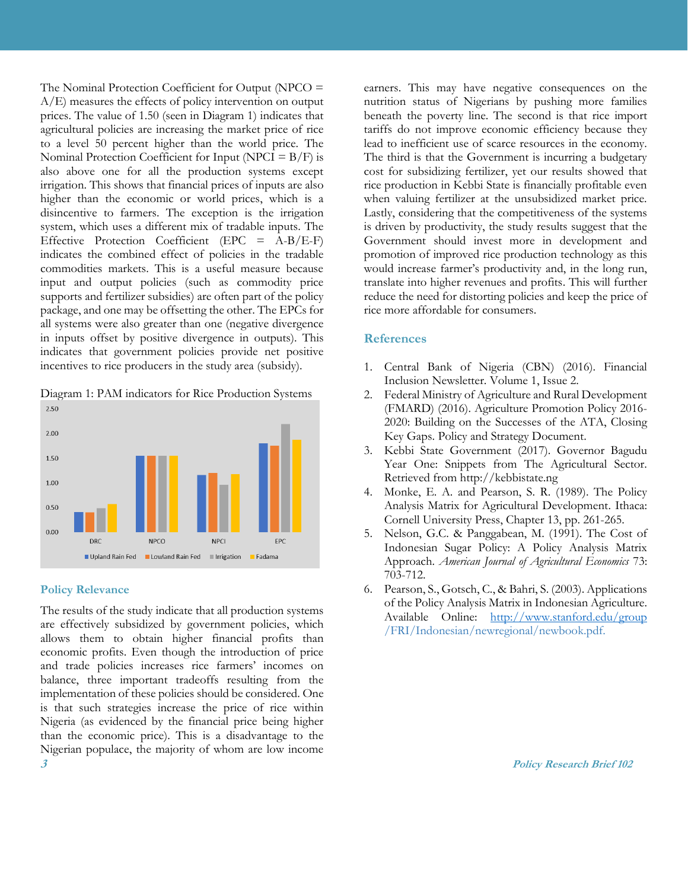The Nominal Protection Coefficient for Output (NPCO = A/E) measures the effects of policy intervention on output prices. The value of 1.50 (seen in Diagram 1) indicates that agricultural policies are increasing the market price of rice to a level 50 percent higher than the world price. The Nominal Protection Coefficient for Input (NPCI = B/F) is also above one for all the production systems except irrigation. This shows that financial prices of inputs are also higher than the economic or world prices, which is a disincentive to farmers. The exception is the irrigation system, which uses a different mix of tradable inputs. The Effective Protection Coefficient (EPC = A-B/E-F) indicates the combined effect of policies in the tradable commodities markets. This is a useful measure because input and output policies (such as commodity price supports and fertilizer subsidies) are often part of the policy package, and one may be offsetting the other. The EPCs for all systems were also greater than one (negative divergence in inputs offset by positive divergence in outputs). This indicates that government policies provide net positive incentives to rice producers in the study area (subsidy).

Diagram 1: PAM indicators for Rice Production Systems

## Policy Relevance

The results of the study indicate that all production systems are effectively subsidized by government policies, which allows them to obtain higher financial profits than economic profits. Even though the introduction of price and trade policies increases rice farmers' incomes on balance, three important tradeoffs resulting from the implementation of these policies should be considered. One is that such strategies increase the price of rice within Nigeria (as evidenced by the financial price being higher than the economic price). This is a disadvantage to the Nigerian populace, the majority of whom are low income earners. This may have negative consequences on the nutrition status of Nigerians by pushing more families beneath the poverty line. The second is that rice import tariffs do not improve economic efficiency because they lead to inefficient use of scarce resources in the economy. The third is that the Government is incurring a budgetary cost for subsidizing fertilizer, yet our results showed that rice production in Kebbi State is financially profitable even when valuing fertilizer at the unsubsidized market price. Lastly, considering that the competitiveness of the systems is driven by productivity, the study results suggest that the Government should invest more in development and promotion of improved rice production technology as this would increase farmer's productivity and, in the long run, translate into higher revenues and profits. This will further reduce the need for distorting policies and keep the price of rice more affordable for consumers.

## References

1. Central Bank of Nigeria (CBN) (2016). Financial Inclusion Newsletter. Volume 1, Issue 2.
2. Federal Ministry of Agriculture and Rural Development (FMARD) (2016). Agriculture Promotion Policy 2016-2020: Building on the Successes of the ATA, Closing Key Gaps. Policy and Strategy Document.
3. Kebbi State Government (2017). Governor Bagudu Year One: Snippets from The Agricultural Sector. Retrieved from http://kebbistate.ng
4. Monke, E. A. and Pearson, S. R. (1989). The Policy Analysis Matrix for Agricultural Development. Ithaca: Cornell University Press, Chapter 13, pp. 261-265.
5. Nelson, G.C. & Panggabean, M. (1991). The Cost of Indonesian Sugar Policy: A Policy Analysis Matrix Approach. *American Journal of Agricultural Economics* 73: 703-712.
6. Pearson, S., Gotsch, C., & Bahri, S. (2003). Applications of the Policy Analysis Matrix in Indonesian Agriculture. Available Online: http://www.stanford.edu/group/FRI/Indonesian/newregional/newbook.pdf.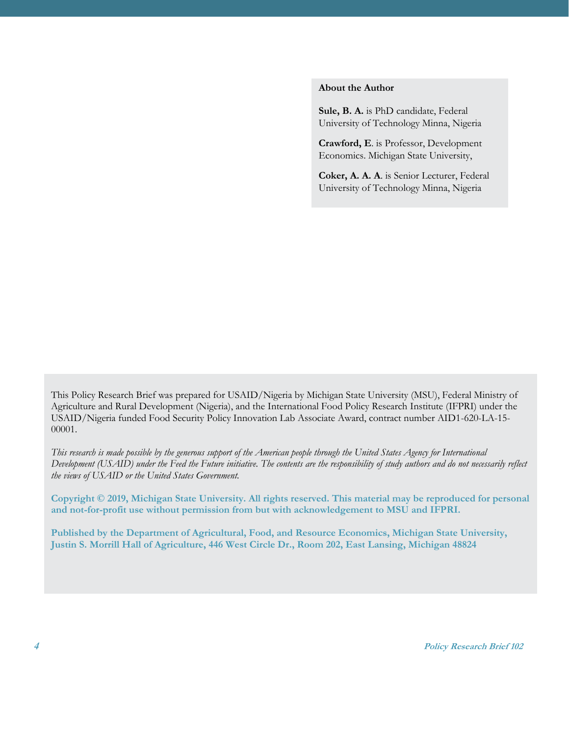### About the Author

**Sule, B. A.** is PhD candidate, Federal University of Technology Minna, Nigeria

**Crawford, E**. is Professor, Development Economics. Michigan State University,

**Coker, A. A. A**. is Senior Lecturer, Federal University of Technology Minna, Nigeria

This Policy Research Brief was prepared for USAID/Nigeria by Michigan State University (MSU), Federal Ministry of Agriculture and Rural Development (Nigeria), and the International Food Policy Research Institute (IFPRI) under the USAID/Nigeria funded Food Security Policy Innovation Lab Associate Award, contract number AID1-620-LA-15-00001.

*This research is made possible by the generous support of the American people through the United States Agency for International Development (USAID) under the Feed the Future initiative. The contents are the responsibility of study authors and do not necessarily reflect the views of USAID or the United States Government.*

**Copyright © 2019, Michigan State University. All rights reserved. This material may be reproduced for personal and not-for-profit use without permission from but with acknowledgement to MSU and IFPRI.**

**Published by the Department of Agricultural, Food, and Resource Economics, Michigan State University, Justin S. Morrill Hall of Agriculture, 446 West Circle Dr., Room 202, East Lansing, Michigan 48824**